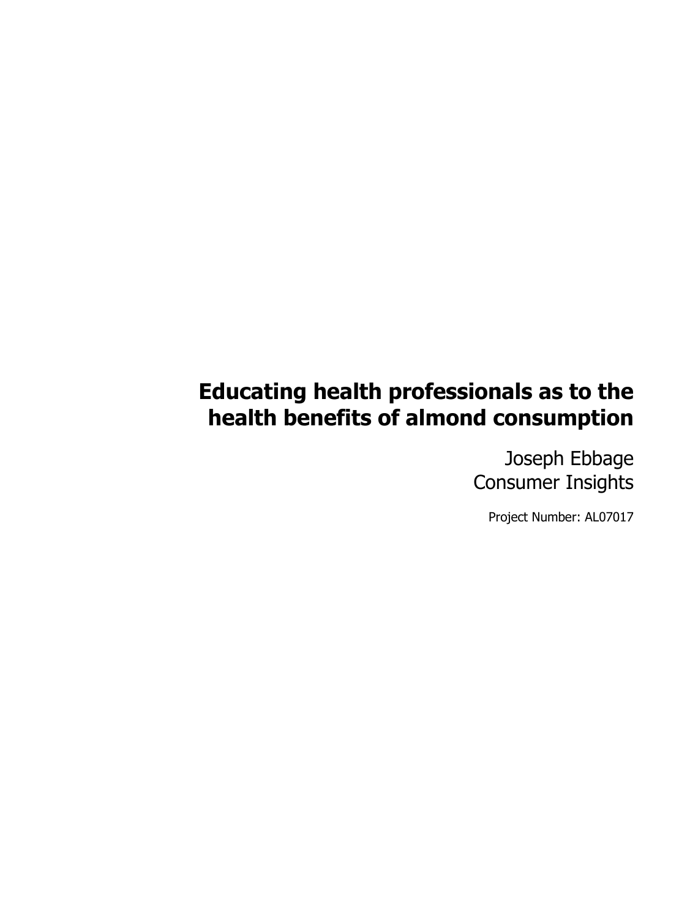# Educating health professionals as to the health benefits of almond consumption

Joseph Ebbage
Consumer Insights

Project Number: AL07017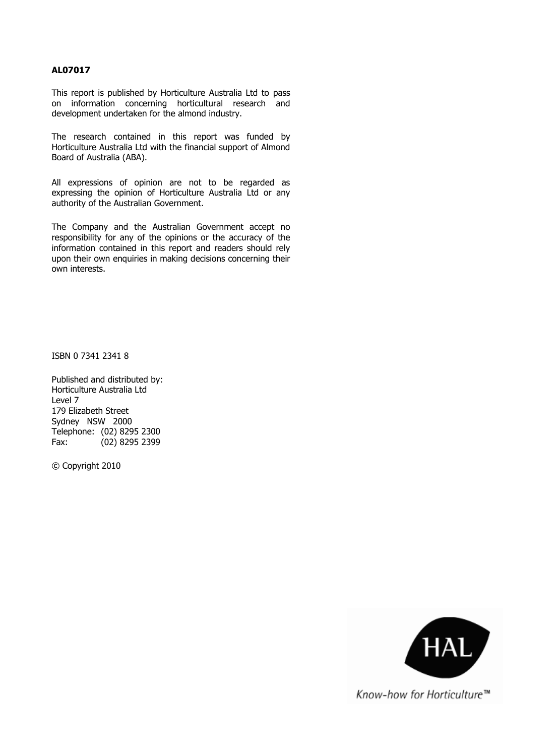**AL07017**

This report is published by Horticulture Australia Ltd to pass on information concerning horticultural research and development undertaken for the almond industry.

The research contained in this report was funded by Horticulture Australia Ltd with the financial support of Almond Board of Australia (ABA).

All expressions of opinion are not to be regarded as expressing the opinion of Horticulture Australia Ltd or any authority of the Australian Government.

The Company and the Australian Government accept no responsibility for any of the opinions or the accuracy of the information contained in this report and readers should rely upon their own enquiries in making decisions concerning their own interests.

ISBN 0 7341 2341 8

Published and distributed by:
Horticulture Australia Ltd
Level 7
179 Elizabeth Street
Sydney NSW 2000
Telephone: (02) 8295 2300
Fax: (02) 8295 2399

© Copyright 2010

HAL

*Know-how for Horticulture™*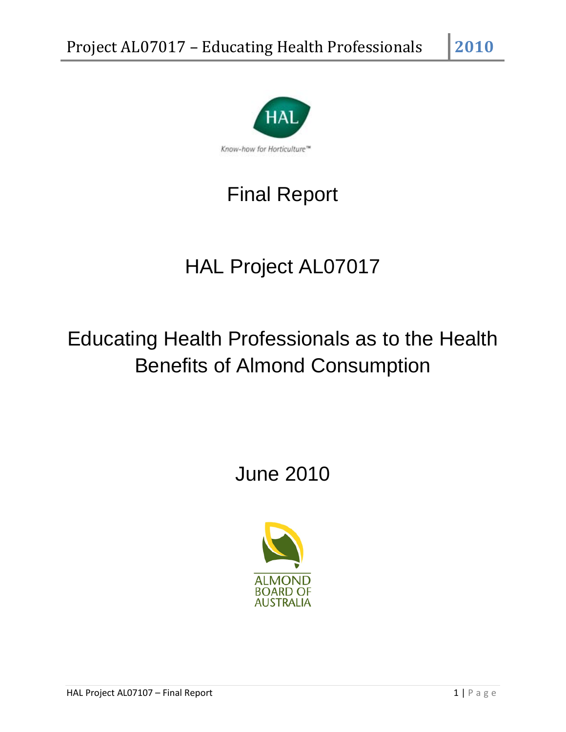Final Report

HAL Project AL07017

Educating Health Professionals as to the Health Benefits of Almond Consumption

June 2010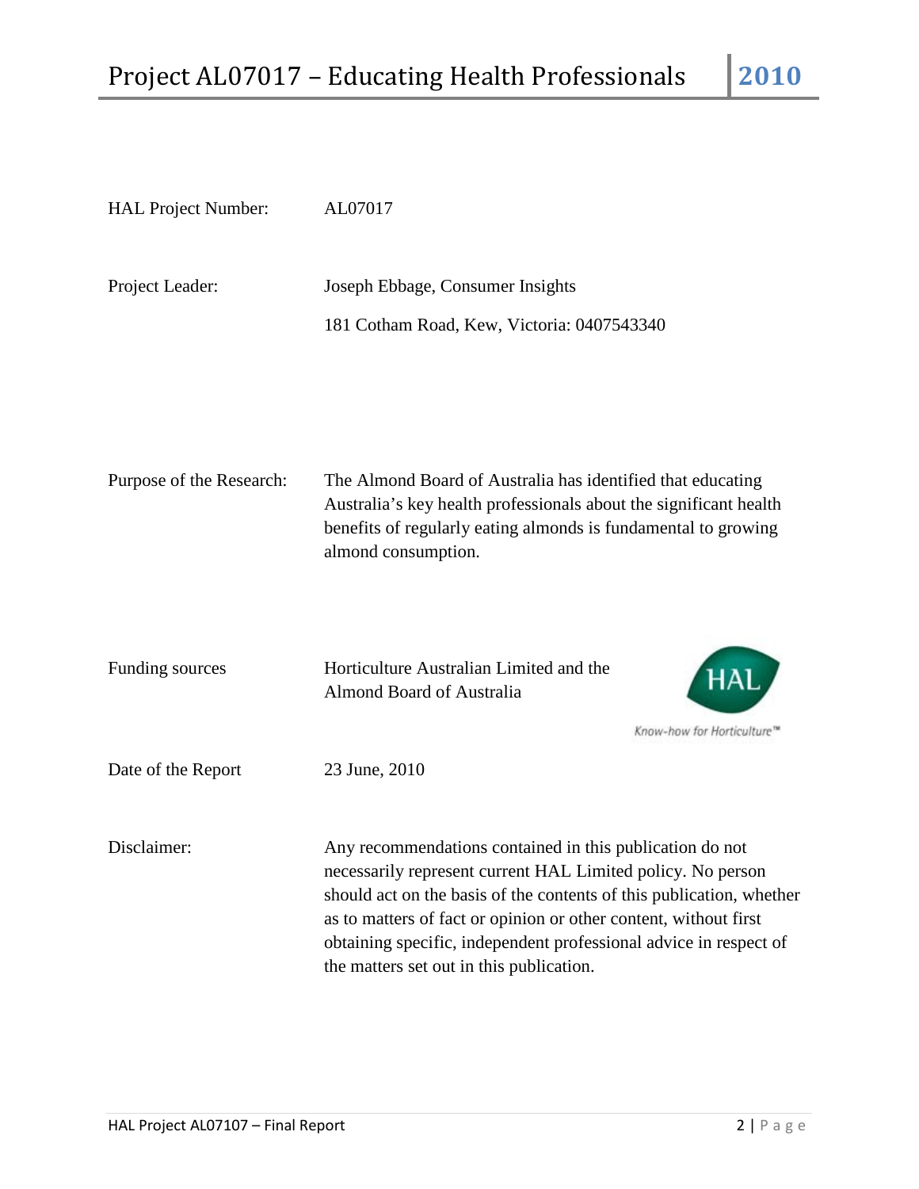| | |
|---|---|
| HAL Project Number: | AL07017 |
| Project Leader: | Joseph Ebbage, Consumer Insights<br>181 Cotham Road, Kew, Victoria: 0407543340 |
| Purpose of the Research: | The Almond Board of Australia has identified that educating Australia's key health professionals about the significant health benefits of regularly eating almonds is fundamental to growing almond consumption. |
| Funding sources | Horticulture Australian Limited and the Almond Board of Australia |
| Date of the Report | 23 June, 2010 |
| Disclaimer: | Any recommendations contained in this publication do not necessarily represent current HAL Limited policy. No person should act on the basis of the contents of this publication, whether as to matters of fact or opinion or other content, without first obtaining specific, independent professional advice in respect of the matters set out in this publication. |

HAL

Know-how for Horticulture™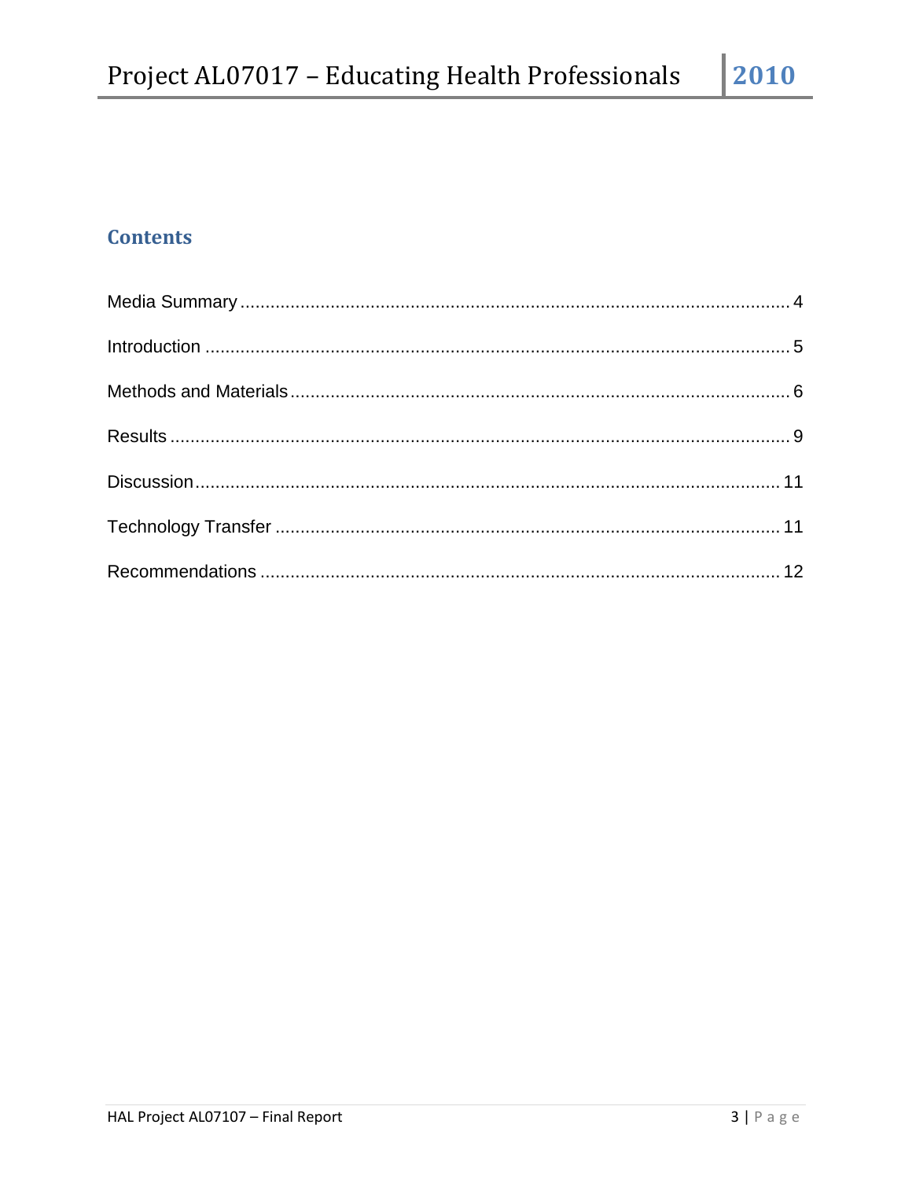## Contents

Media Summary ..... 4

Introduction ..... 5

Methods and Materials ..... 6

Results ..... 9

Discussion ..... 11

Technology Transfer ..... 11

Recommendations ..... 12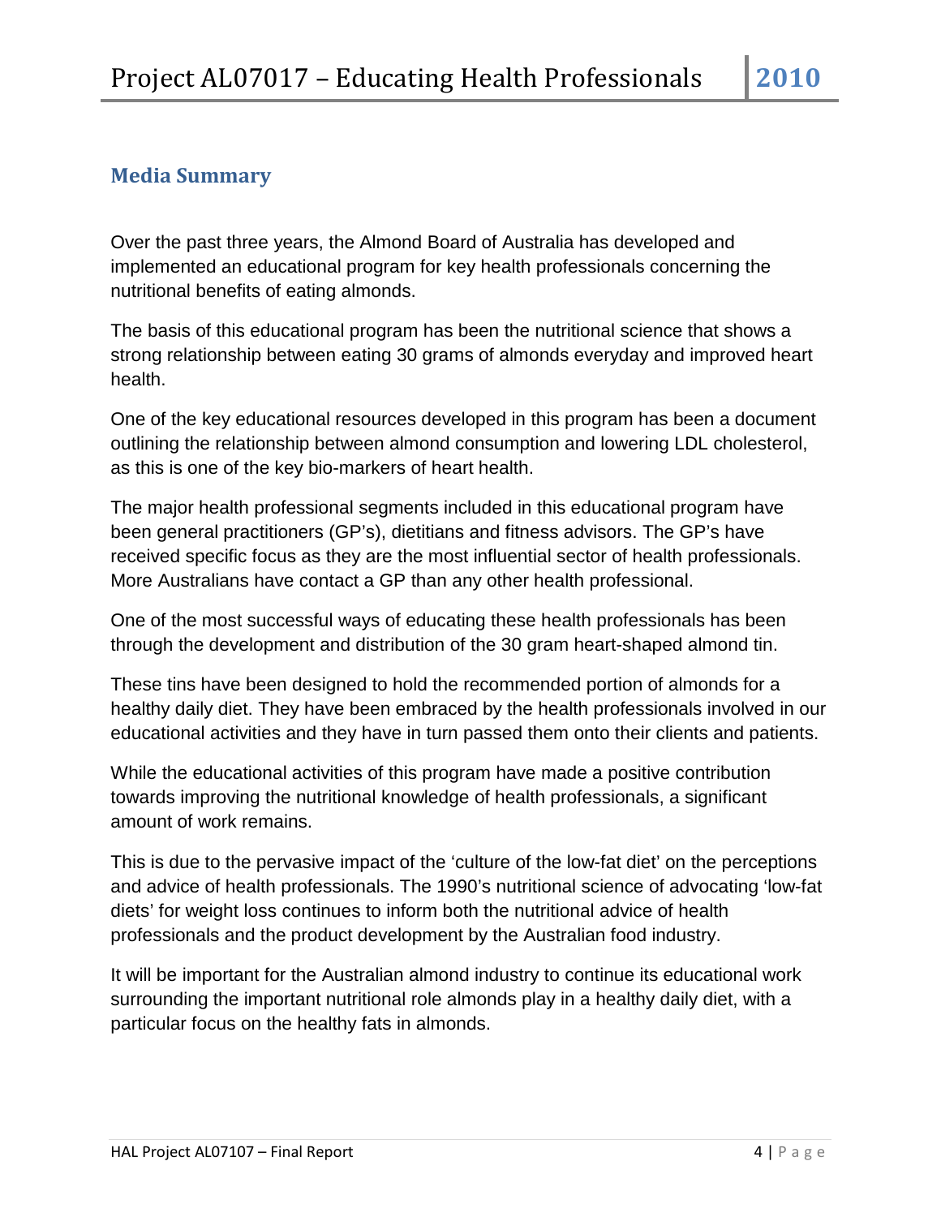## Media Summary

Over the past three years, the Almond Board of Australia has developed and implemented an educational program for key health professionals concerning the nutritional benefits of eating almonds.

The basis of this educational program has been the nutritional science that shows a strong relationship between eating 30 grams of almonds everyday and improved heart health.

One of the key educational resources developed in this program has been a document outlining the relationship between almond consumption and lowering LDL cholesterol, as this is one of the key bio-markers of heart health.

The major health professional segments included in this educational program have been general practitioners (GP's), dietitians and fitness advisors. The GP's have received specific focus as they are the most influential sector of health professionals. More Australians have contact a GP than any other health professional.

One of the most successful ways of educating these health professionals has been through the development and distribution of the 30 gram heart-shaped almond tin.

These tins have been designed to hold the recommended portion of almonds for a healthy daily diet. They have been embraced by the health professionals involved in our educational activities and they have in turn passed them onto their clients and patients.

While the educational activities of this program have made a positive contribution towards improving the nutritional knowledge of health professionals, a significant amount of work remains.

This is due to the pervasive impact of the 'culture of the low-fat diet' on the perceptions and advice of health professionals. The 1990's nutritional science of advocating 'low-fat diets' for weight loss continues to inform both the nutritional advice of health professionals and the product development by the Australian food industry.

It will be important for the Australian almond industry to continue its educational work surrounding the important nutritional role almonds play in a healthy daily diet, with a particular focus on the healthy fats in almonds.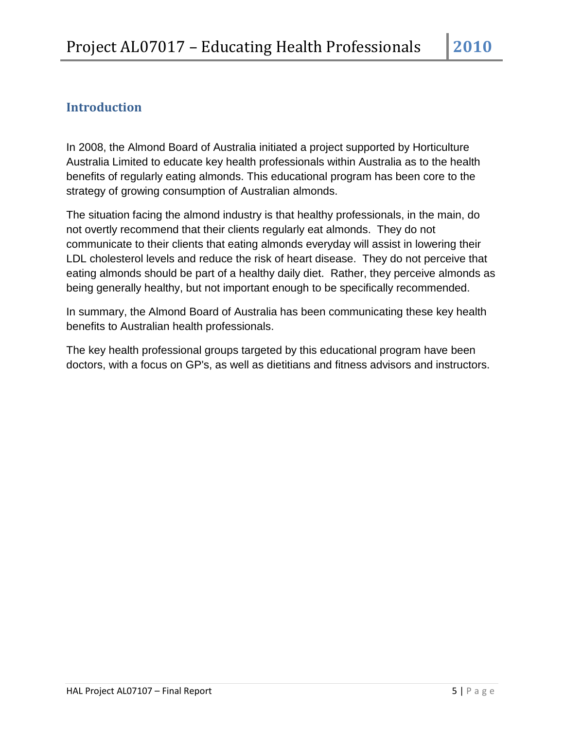## Introduction

In 2008, the Almond Board of Australia initiated a project supported by Horticulture Australia Limited to educate key health professionals within Australia as to the health benefits of regularly eating almonds. This educational program has been core to the strategy of growing consumption of Australian almonds.

The situation facing the almond industry is that healthy professionals, in the main, do not overtly recommend that their clients regularly eat almonds. They do not communicate to their clients that eating almonds everyday will assist in lowering their LDL cholesterol levels and reduce the risk of heart disease. They do not perceive that eating almonds should be part of a healthy daily diet. Rather, they perceive almonds as being generally healthy, but not important enough to be specifically recommended.

In summary, the Almond Board of Australia has been communicating these key health benefits to Australian health professionals.

The key health professional groups targeted by this educational program have been doctors, with a focus on GP's, as well as dietitians and fitness advisors and instructors.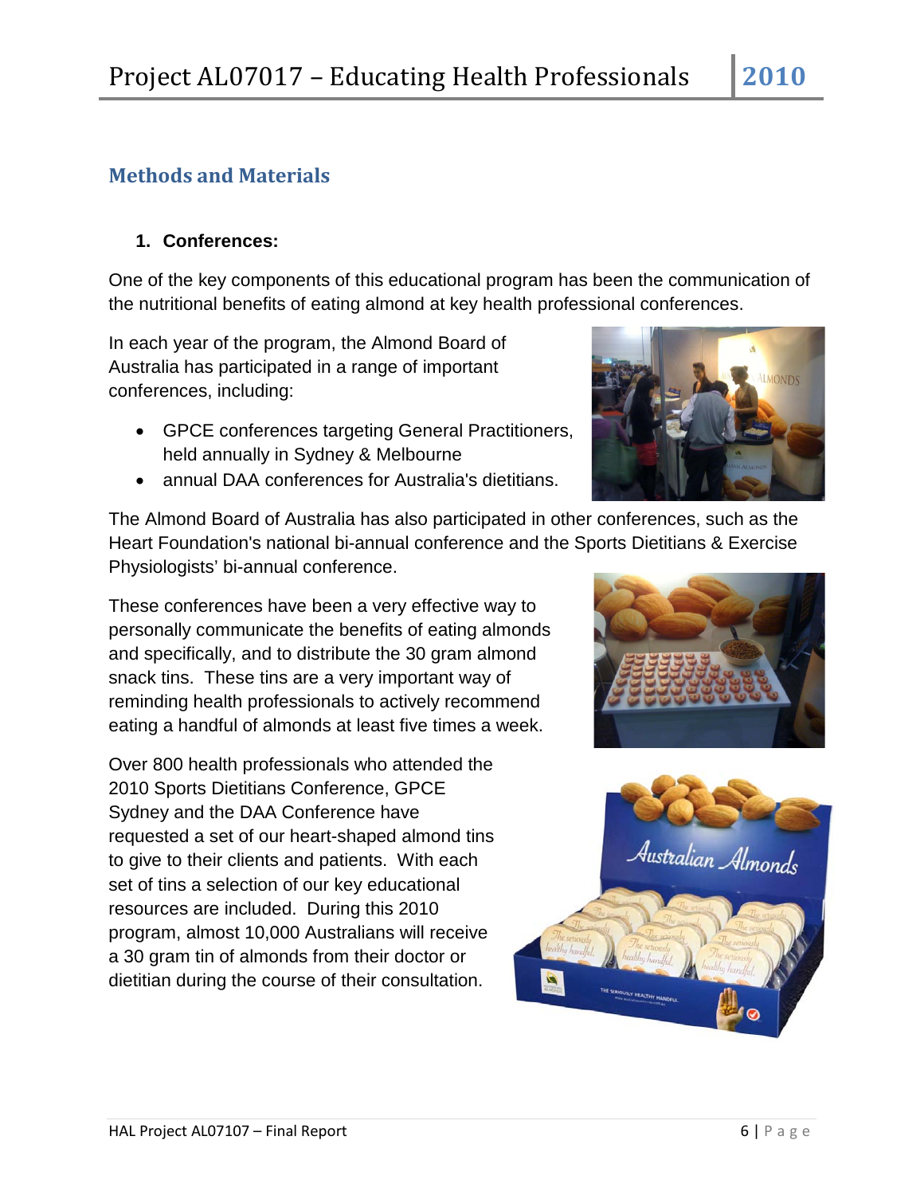## Methods and Materials

### 1. Conferences:

One of the key components of this educational program has been the communication of the nutritional benefits of eating almond at key health professional conferences.

In each year of the program, the Almond Board of Australia has participated in a range of important conferences, including:

- GPCE conferences targeting General Practitioners, held annually in Sydney & Melbourne
- annual DAA conferences for Australia's dietitians.

The Almond Board of Australia has also participated in other conferences, such as the Heart Foundation's national bi-annual conference and the Sports Dietitians & Exercise Physiologists' bi-annual conference.

These conferences have been a very effective way to personally communicate the benefits of eating almonds and specifically, and to distribute the 30 gram almond snack tins. These tins are a very important way of reminding health professionals to actively recommend eating a handful of almonds at least five times a week.

Over 800 health professionals who attended the 2010 Sports Dietitians Conference, GPCE Sydney and the DAA Conference have requested a set of our heart-shaped almond tins to give to their clients and patients. With each set of tins a selection of our key educational resources are included. During this 2010 program, almost 10,000 Australians will receive a 30 gram tin of almonds from their doctor or dietitian during the course of their consultation.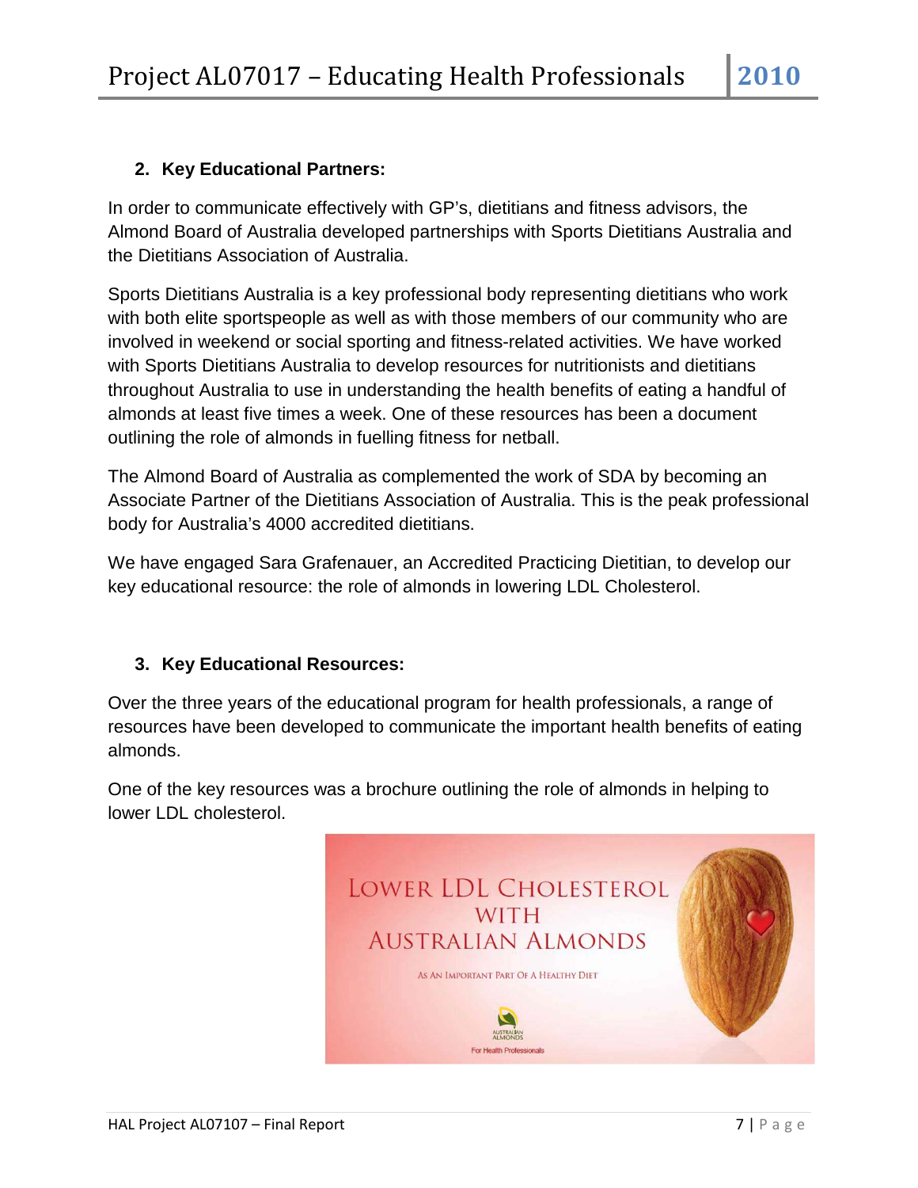## 2. Key Educational Partners:

In order to communicate effectively with GP's, dietitians and fitness advisors, the Almond Board of Australia developed partnerships with Sports Dietitians Australia and the Dietitians Association of Australia.

Sports Dietitians Australia is a key professional body representing dietitians who work with both elite sportspeople as well as with those members of our community who are involved in weekend or social sporting and fitness-related activities. We have worked with Sports Dietitians Australia to develop resources for nutritionists and dietitians throughout Australia to use in understanding the health benefits of eating a handful of almonds at least five times a week. One of these resources has been a document outlining the role of almonds in fuelling fitness for netball.

The Almond Board of Australia as complemented the work of SDA by becoming an Associate Partner of the Dietitians Association of Australia. This is the peak professional body for Australia's 4000 accredited dietitians.

We have engaged Sara Grafenauer, an Accredited Practicing Dietitian, to develop our key educational resource: the role of almonds in lowering LDL Cholesterol.

## 3. Key Educational Resources:

Over the three years of the educational program for health professionals, a range of resources have been developed to communicate the important health benefits of eating almonds.

One of the key resources was a brochure outlining the role of almonds in helping to lower LDL cholesterol.

LOWER LDL CHOLESTEROL WITH AUSTRALIAN ALMONDS

AS AN IMPORTANT PART OF A HEALTHY DIET

AUSTRALIAN ALMONDS

For Health Professionals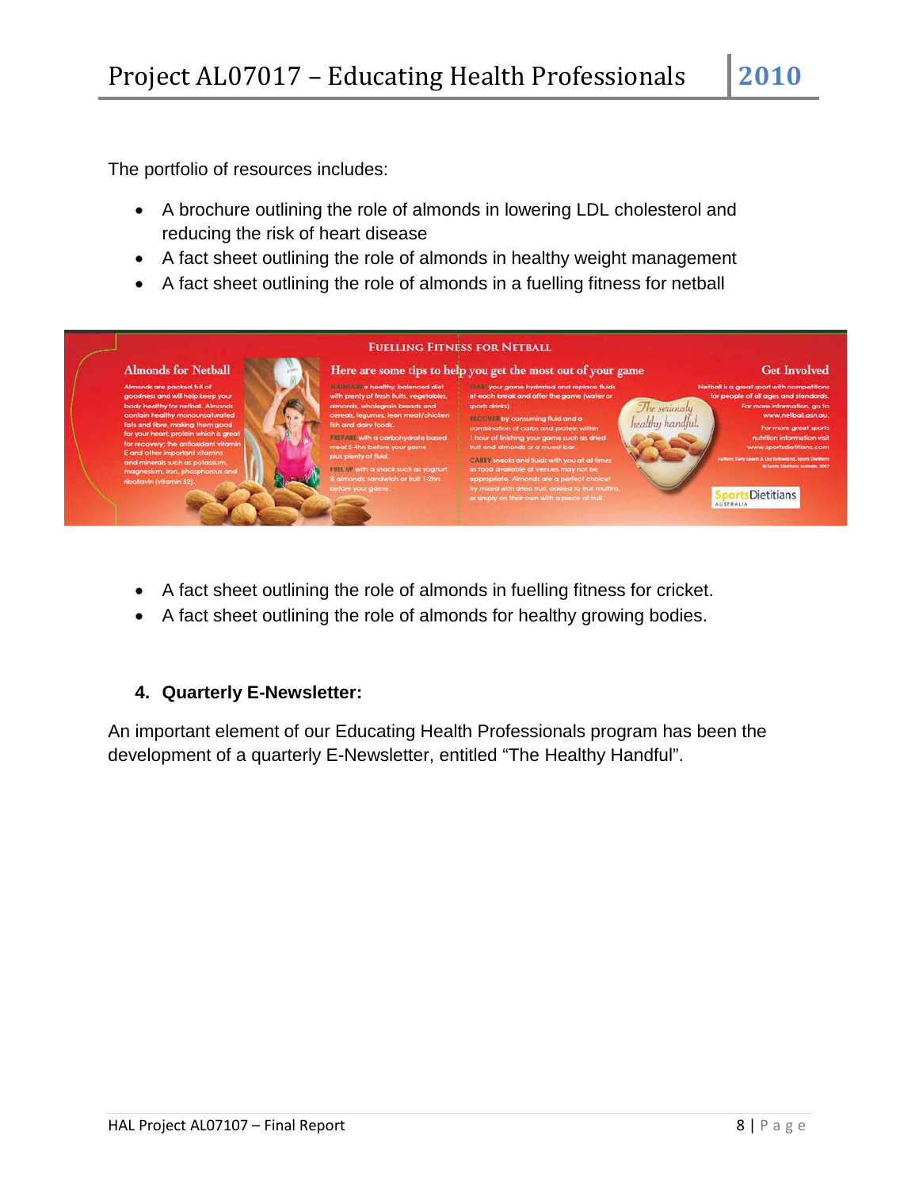The portfolio of resources includes:

- A brochure outlining the role of almonds in lowering LDL cholesterol and reducing the risk of heart disease
- A fact sheet outlining the role of almonds in healthy weight management
- A fact sheet outlining the role of almonds in a fuelling fitness for netball

- A fact sheet outlining the role of almonds in fuelling fitness for cricket.
- A fact sheet outlining the role of almonds for healthy growing bodies.

#### 4. Quarterly E-Newsletter:

An important element of our Educating Health Professionals program has been the development of a quarterly E-Newsletter, entitled “The Healthy Handful”.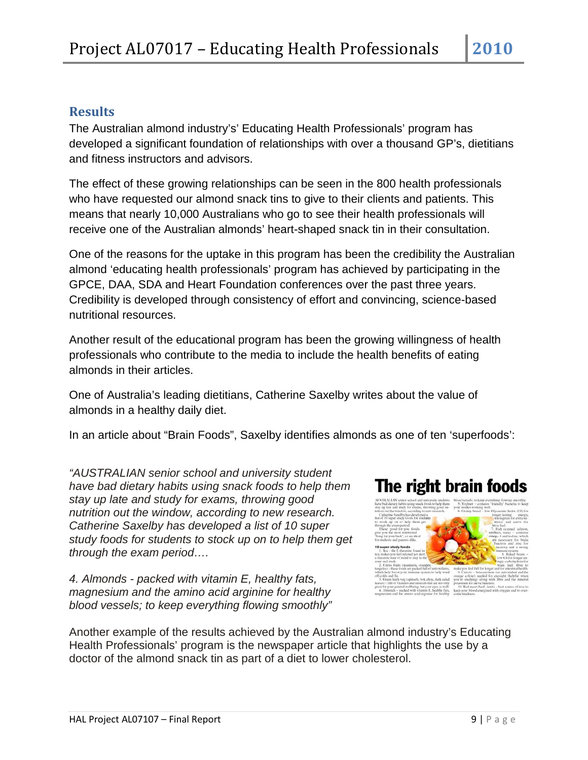## Results

The Australian almond industry's' Educating Health Professionals' program has developed a significant foundation of relationships with over a thousand GP's, dietitians and fitness instructors and advisors.

The effect of these growing relationships can be seen in the 800 health professionals who have requested our almond snack tins to give to their clients and patients. This means that nearly 10,000 Australians who go to see their health professionals will receive one of the Australian almonds' heart-shaped snack tin in their consultation.

One of the reasons for the uptake in this program has been the credibility the Australian almond 'educating health professionals' program has achieved by participating in the GPCE, DAA, SDA and Heart Foundation conferences over the past three years. Credibility is developed through consistency of effort and convincing, science-based nutritional resources.

Another result of the educational program has been the growing willingness of health professionals who contribute to the media to include the health benefits of eating almonds in their articles.

One of Australia's leading dietitians, Catherine Saxelby writes about the value of almonds in a healthy daily diet.

In an article about "Brain Foods", Saxelby identifies almonds as one of ten 'superfoods':

*"AUSTRALIAN senior school and university student have bad dietary habits using snack foods to help them stay up late and study for exams, throwing good nutrition out the window, according to new research. Catherine Saxelby has developed a list of 10 super study foods for students to stock up on to help them get through the exam period….*

*4. Almonds - packed with vitamin E, healthy fats, magnesium and the amino acid arginine for healthy blood vessels; to keep everything flowing smoothly"*

Another example of the results achieved by the Australian almond industry's Educating Health Professionals' program is the newspaper article that highlights the use by a doctor of the almond snack tin as part of a diet to lower cholesterol.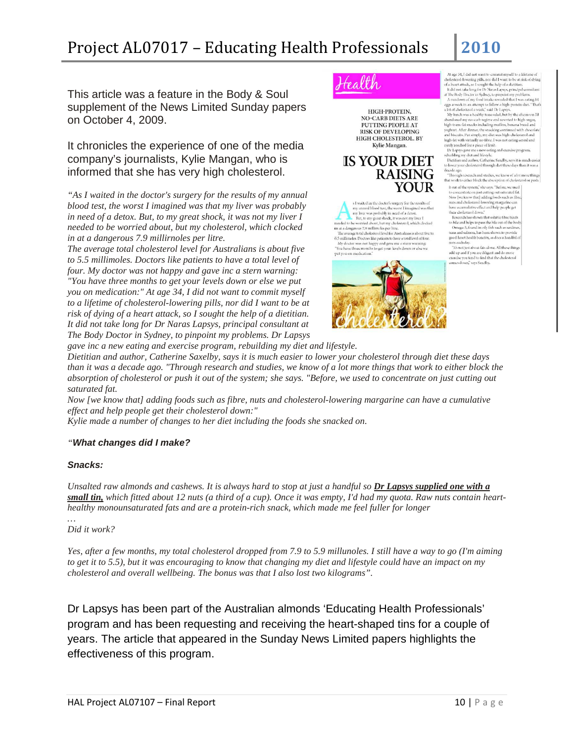This article was a feature in the Body & Soul supplement of the News Limited Sunday papers on October 4, 2009.

It chronicles the experience of one of the media company's journalists, Kylie Mangan, who is informed that she has very high cholesterol.

*"As I waited in the doctor's surgery for the results of my annual blood test, the worst I imagined was that my liver was probably in need of a detox. But, to my great shock, it was not my liver I needed to be worried about, but my cholesterol, which clocked in at a dangerous 7.9 millirnoles per litre.*
*The average total cholesterol level for Australians is about five to 5.5 millimoles. Doctors like patients to have a total level of four. My doctor was not happy and gave inc a stern warning: "You have three months to get your levels down or else we put you on medication:" At age 34, I did not want to commit myself to a lifetime of cholesterol-lowering pills, nor did I want to be at risk of dying of a heart attack, so I sought the help of a dietitian. It did not take long for Dr Naras Lapsys, principal consultant at The Body Doctor in Sydney, to pinpoint my problems. Dr Lapsys gave inc a new eating and exercise program, rebuilding my diet and lifestyle.*
*Dietitian and author, Catherine Saxelby, says it is much easier to lower your cholesterol through diet these days than it was a decade ago. "Through research and studies, we know of a lot more things that work to either block the absorption of cholesterol or push it out of the system; she says. "Before, we used to concentrate on just cutting out saturated fat.*
*Now [we know that] adding foods such as fibre, nuts and cholesterol-lowering margarine can have a cumulative effect and help people get their cholesterol down:"*
*Kylie made a number of changes to her diet including the foods she snacked on.*

*"**What changes did I make?***

***Snacks:***

*Unsalted raw almonds and cashews. It is always hard to stop at just a handful so **Dr Lapsys supplied one with a small tin,** which fitted about 12 nuts (a third of a cup). Once it was empty, I'd had my quota. Raw nuts contain heart-healthy monounsaturated fats and are a protein-rich snack, which made me feel fuller for longer*
*…*
*Did it work?*

*Yes, after a few months, my total cholesterol dropped from 7.9 to 5.9 millunoles. I still have a way to go (I'm aiming to get it to 5.5), but it was encouraging to know that changing my diet and lifestyle could have an impact on my cholesterol and overall wellbeing. The bonus was that I also lost two kilograms".*

Dr Lapsys has been part of the Australian almonds 'Educating Health Professionals' program and has been requesting and receiving the heart-shaped tins for a couple of years. The article that appeared in the Sunday News Limited papers highlights the effectiveness of this program.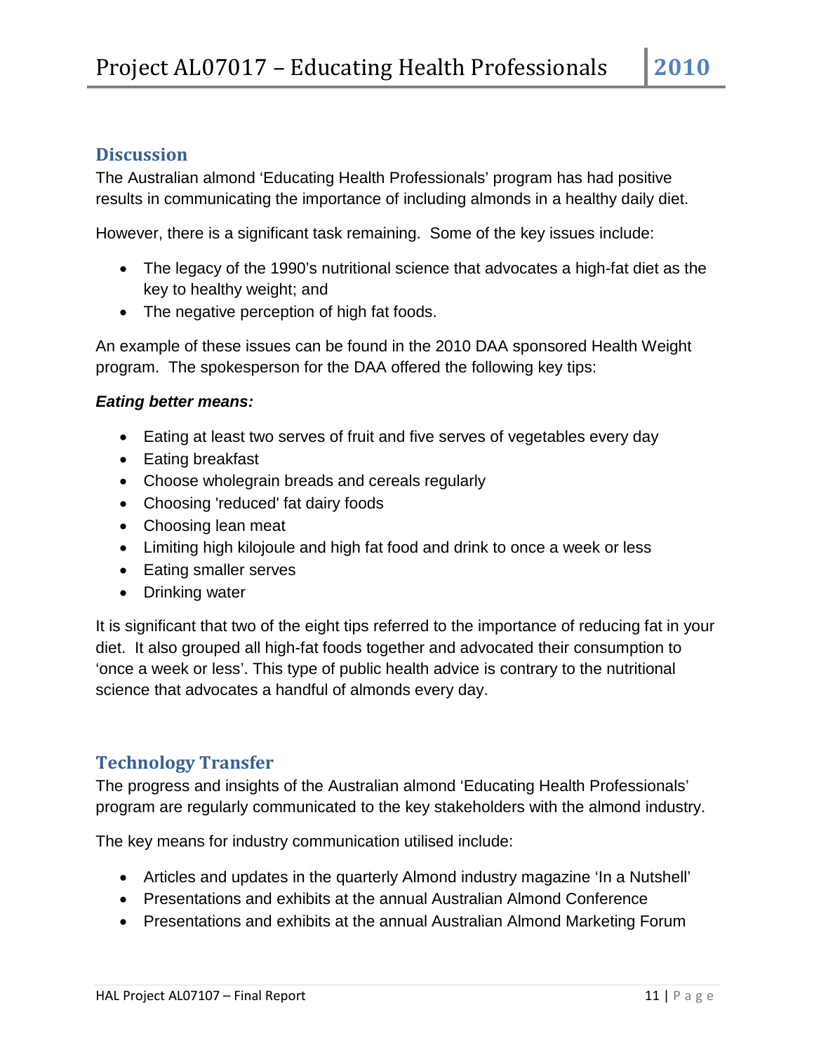## Discussion

The Australian almond 'Educating Health Professionals' program has had positive results in communicating the importance of including almonds in a healthy daily diet.

However, there is a significant task remaining. Some of the key issues include:

- The legacy of the 1990's nutritional science that advocates a high-fat diet as the key to healthy weight; and
- The negative perception of high fat foods.

An example of these issues can be found in the 2010 DAA sponsored Health Weight program. The spokesperson for the DAA offered the following key tips:

***Eating better means:***

- Eating at least two serves of fruit and five serves of vegetables every day
- Eating breakfast
- Choose wholegrain breads and cereals regularly
- Choosing 'reduced' fat dairy foods
- Choosing lean meat
- Limiting high kilojoule and high fat food and drink to once a week or less
- Eating smaller serves
- Drinking water

It is significant that two of the eight tips referred to the importance of reducing fat in your diet. It also grouped all high-fat foods together and advocated their consumption to 'once a week or less'. This type of public health advice is contrary to the nutritional science that advocates a handful of almonds every day.

## Technology Transfer

The progress and insights of the Australian almond 'Educating Health Professionals' program are regularly communicated to the key stakeholders with the almond industry.

The key means for industry communication utilised include:

- Articles and updates in the quarterly Almond industry magazine 'In a Nutshell'
- Presentations and exhibits at the annual Australian Almond Conference
- Presentations and exhibits at the annual Australian Almond Marketing Forum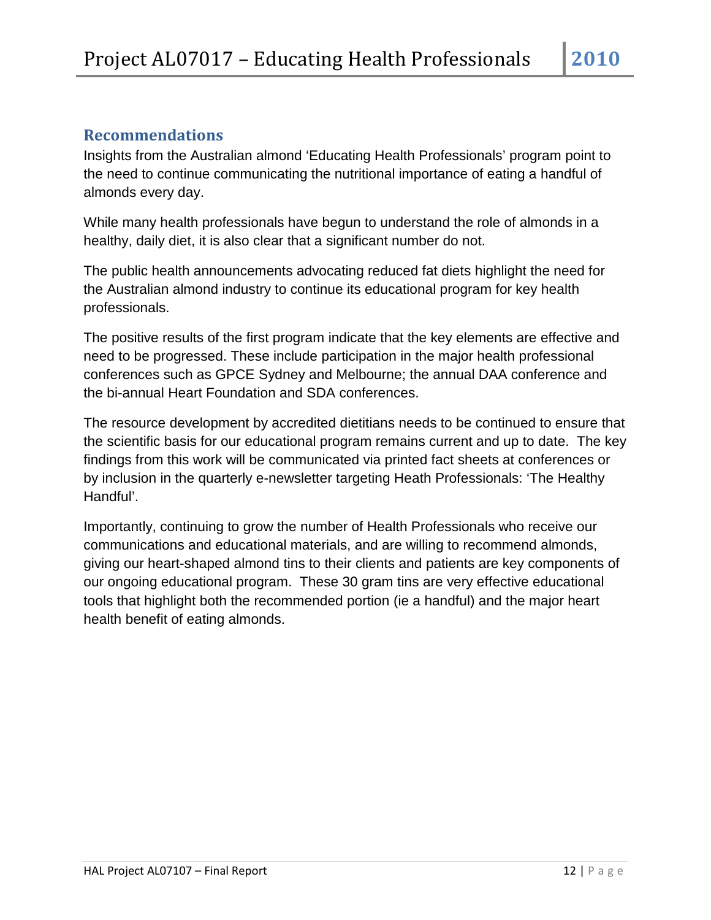## Recommendations

Insights from the Australian almond 'Educating Health Professionals' program point to the need to continue communicating the nutritional importance of eating a handful of almonds every day.

While many health professionals have begun to understand the role of almonds in a healthy, daily diet, it is also clear that a significant number do not.

The public health announcements advocating reduced fat diets highlight the need for the Australian almond industry to continue its educational program for key health professionals.

The positive results of the first program indicate that the key elements are effective and need to be progressed. These include participation in the major health professional conferences such as GPCE Sydney and Melbourne; the annual DAA conference and the bi-annual Heart Foundation and SDA conferences.

The resource development by accredited dietitians needs to be continued to ensure that the scientific basis for our educational program remains current and up to date. The key findings from this work will be communicated via printed fact sheets at conferences or by inclusion in the quarterly e-newsletter targeting Heath Professionals: 'The Healthy Handful'.

Importantly, continuing to grow the number of Health Professionals who receive our communications and educational materials, and are willing to recommend almonds, giving our heart-shaped almond tins to their clients and patients are key components of our ongoing educational program. These 30 gram tins are very effective educational tools that highlight both the recommended portion (ie a handful) and the major heart health benefit of eating almonds.